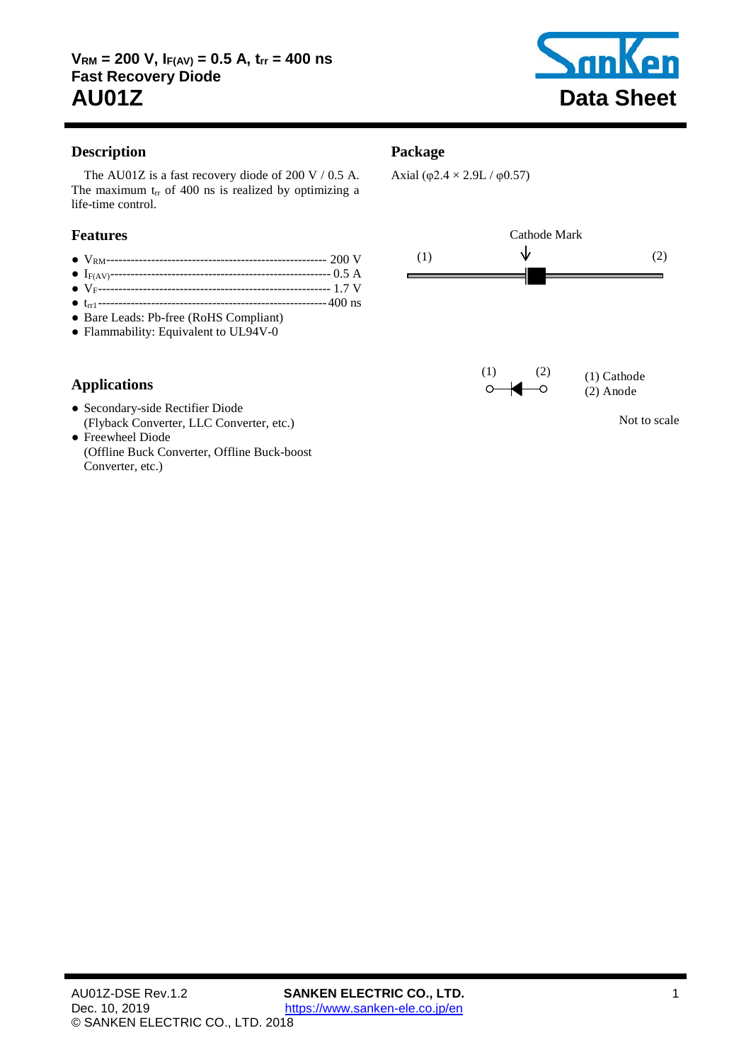$V_{RM}$ = 200 V, $I_{F(AV)}$ = 0.5 A, $t_{rr}$ = 400 ns

**Fast Recovery Diode**

# AU01Z

**Data Sheet**

## Description

The AU01Z is a fast recovery diode of 200 V / 0.5 A. The maximum $t_{rr}$ of 400 ns is realized by optimizing a life-time control.

## Features

- $V_{RM}$ ---------- 200 V
- $I_{F(AV)}$ ---------- 0.5 A
- $V_F$ ---------- 1.7 V
- $t_{rr1}$ ---------- 400 ns
- Bare Leads: Pb-free (RoHS Compliant)
- Flammability: Equivalent to UL94V-0

## Applications

- Secondary-side Rectifier Diode (Flyback Converter, LLC Converter, etc.)
- Freewheel Diode (Offline Buck Converter, Offline Buck-boost Converter, etc.)

## Package

Axial (φ2.4 × 2.9L / φ0.57)

Cathode Mark

(1) (2)

(1) Cathode
(2) Anode

Not to scale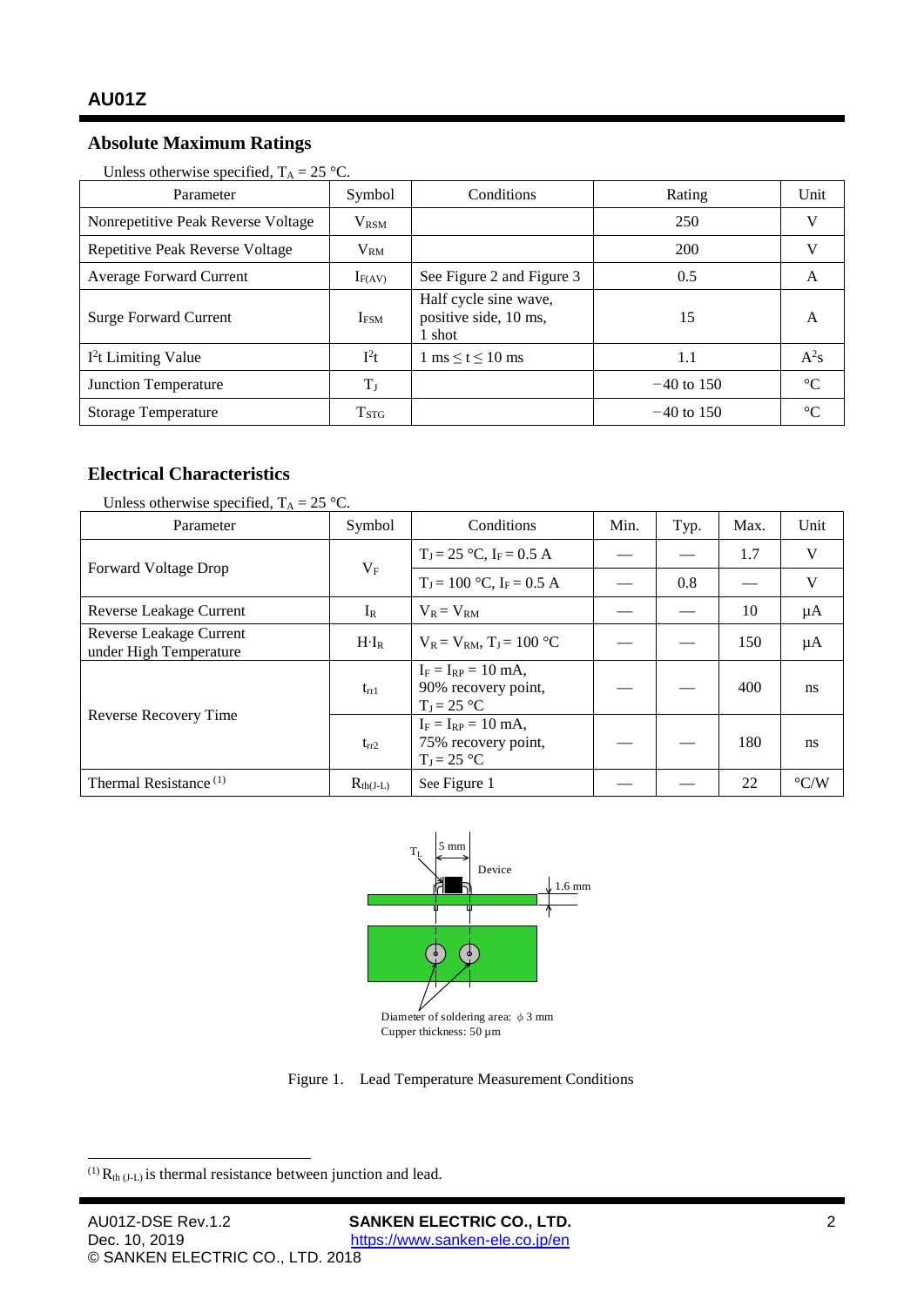## Absolute Maximum Ratings

Unless otherwise specified, $T_A = 25$ °C.

| Parameter | Symbol | Conditions | Rating | Unit |
|---|---|---|---|---|
| Nonrepetitive Peak Reverse Voltage | $V_{RSM}$ | | 250 | V |
| Repetitive Peak Reverse Voltage | $V_{RM}$ | | 200 | V |
| Average Forward Current | $I_{F(AV)}$ | See Figure 2 and Figure 3 | 0.5 | A |
| Surge Forward Current | $I_{FSM}$ | Half cycle sine wave, positive side, 10 ms, 1 shot | 15 | A |
| $I^2t$ Limiting Value | $I^2t$ | 1 ms ≤ t ≤ 10 ms | 1.1 | $A^2s$ |
| Junction Temperature | $T_J$ | | −40 to 150 | °C |
| Storage Temperature | $T_{STG}$ | | −40 to 150 | °C |

## Electrical Characteristics

Unless otherwise specified, $T_A = 25$ °C.

| Parameter | Symbol | Conditions | Min. | Typ. | Max. | Unit |
|---|---|---|---|---|---|---|
| Forward Voltage Drop | $V_F$ | $T_J = 25$ °C, $I_F = 0.5$ A | — | — | 1.7 | V |
| | | $T_J = 100$ °C, $I_F = 0.5$ A | — | 0.8 | — | V |
| Reverse Leakage Current | $I_R$ | $V_R = V_{RM}$ | — | — | 10 | μA |
| Reverse Leakage Current under High Temperature | $H{\cdot}I_R$ | $V_R = V_{RM}$, $T_J = 100$ °C | — | — | 150 | μA |
| Reverse Recovery Time | $t_{rr1}$ | $I_F = I_{RP} = 10$ mA, 90% recovery point, $T_J = 25$ °C | — | — | 400 | ns |
| | $t_{rr2}$ | $I_F = I_{RP} = 10$ mA, 75% recovery point, $T_J = 25$ °C | — | — | 180 | ns |
| Thermal Resistance [(1)] | $R_{th(J-L)}$ | See Figure 1 | — | — | 22 | °C/W |

$T_L$ 5 mm Device 1.6 mm

Diameter of soldering area: ϕ 3 mm
Cupper thickness: 50 μm

Figure 1. Lead Temperature Measurement Conditions

---

[(1)] $R_{th(J-L)}$ is thermal resistance between junction and lead.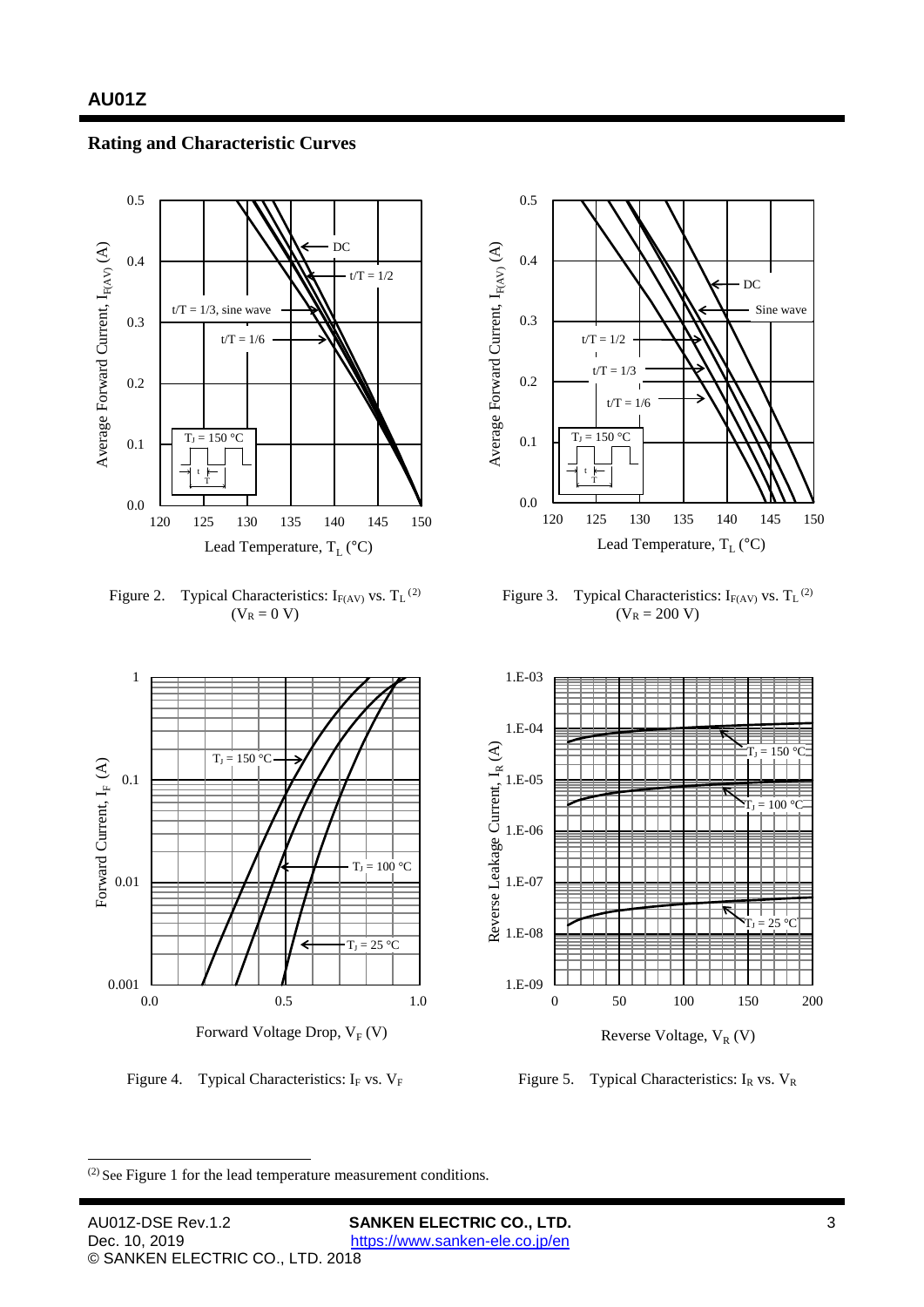## Rating and Characteristic Curves

Figure 2. Typical Characteristics: $I_{F(AV)}$ vs. $T_L$ [(2)] ($V_R$ = 0 V)

Figure 3. Typical Characteristics: $I_{F(AV)}$ vs. $T_L$ [(2)] ($V_R$ = 200 V)

Figure 4. Typical Characteristics: $I_F$ vs. $V_F$

Figure 5. Typical Characteristics: $I_R$ vs. $V_R$

---

(2) See Figure 1 for the lead temperature measurement conditions.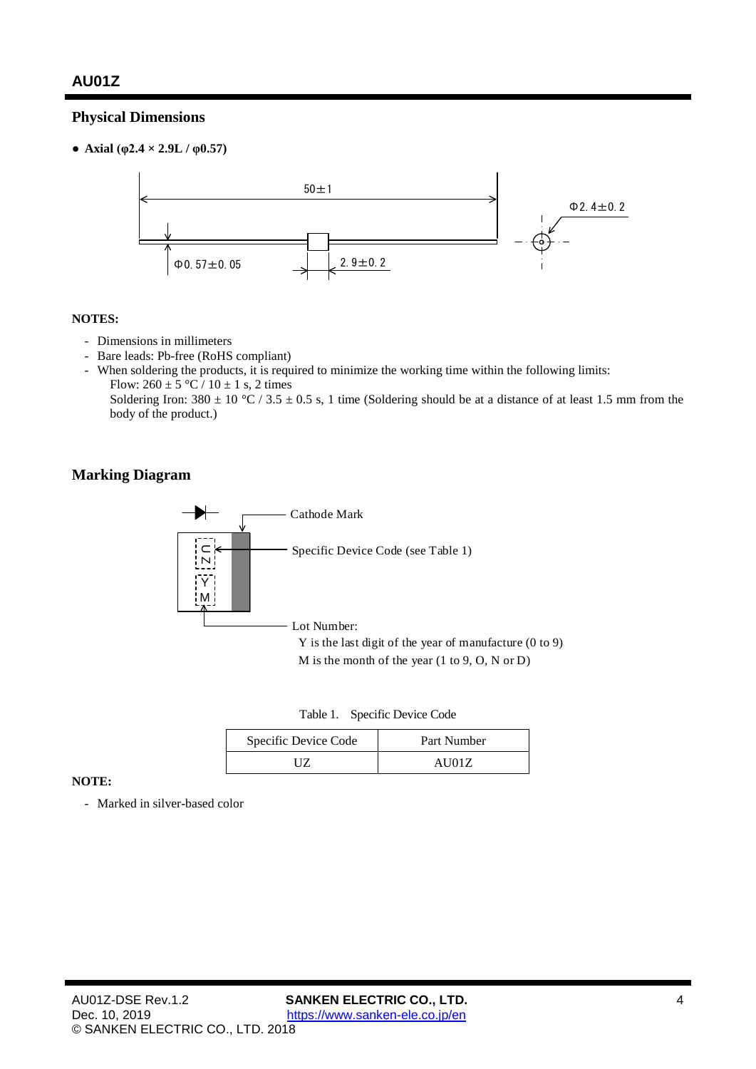# AU01Z

## Physical Dimensions

● **Axial (φ2.4 × 2.9L / φ0.57)**

50±1

Φ2.4±0.2

Φ0.57±0.05

2.9±0.2

**NOTES:**

- Dimensions in millimeters
- Bare leads: Pb-free (RoHS compliant)
- When soldering the products, it is required to minimize the working time within the following limits:
  Flow: 260 ± 5 °C / 10 ± 1 s, 2 times
  Soldering Iron: 380 ± 10 °C / 3.5 ± 0.5 s, 1 time (Soldering should be at a distance of at least 1.5 mm from the body of the product.)

## Marking Diagram

Cathode Mark

Specific Device Code (see Table 1)

Lot Number:
Y is the last digit of the year of manufacture (0 to 9)
M is the month of the year (1 to 9, O, N or D)

Table 1. Specific Device Code

| Specific Device Code | Part Number |
| --- | --- |
| UZ | AU01Z |

**NOTE:**

- Marked in silver-based color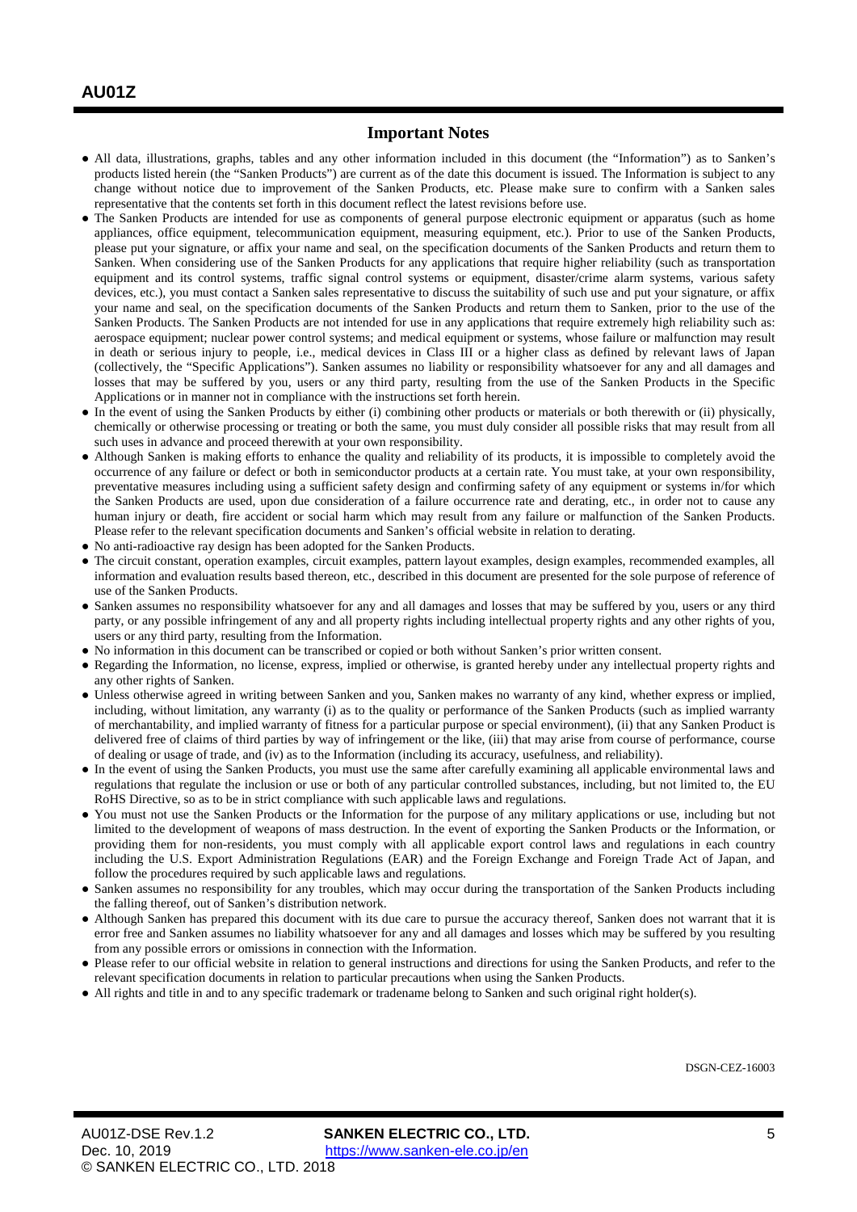## Important Notes

- All data, illustrations, graphs, tables and any other information included in this document (the "Information") as to Sanken's products listed herein (the "Sanken Products") are current as of the date this document is issued. The Information is subject to any change without notice due to improvement of the Sanken Products, etc. Please make sure to confirm with a Sanken sales representative that the contents set forth in this document reflect the latest revisions before use.
- The Sanken Products are intended for use as components of general purpose electronic equipment or apparatus (such as home appliances, office equipment, telecommunication equipment, measuring equipment, etc.). Prior to use of the Sanken Products, please put your signature, or affix your name and seal, on the specification documents of the Sanken Products and return them to Sanken. When considering use of the Sanken Products for any applications that require higher reliability (such as transportation equipment and its control systems, traffic signal control systems or equipment, disaster/crime alarm systems, various safety devices, etc.), you must contact a Sanken sales representative to discuss the suitability of such use and put your signature, or affix your name and seal, on the specification documents of the Sanken Products and return them to Sanken, prior to the use of the Sanken Products. The Sanken Products are not intended for use in any applications that require extremely high reliability such as: aerospace equipment; nuclear power control systems; and medical equipment or systems, whose failure or malfunction may result in death or serious injury to people, i.e., medical devices in Class III or a higher class as defined by relevant laws of Japan (collectively, the "Specific Applications"). Sanken assumes no liability or responsibility whatsoever for any and all damages and losses that may be suffered by you, users or any third party, resulting from the use of the Sanken Products in the Specific Applications or in manner not in compliance with the instructions set forth herein.
- In the event of using the Sanken Products by either (i) combining other products or materials or both therewith or (ii) physically, chemically or otherwise processing or treating or both the same, you must duly consider all possible risks that may result from all such uses in advance and proceed therewith at your own responsibility.
- Although Sanken is making efforts to enhance the quality and reliability of its products, it is impossible to completely avoid the occurrence of any failure or defect or both in semiconductor products at a certain rate. You must take, at your own responsibility, preventative measures including using a sufficient safety design and confirming safety of any equipment or systems in/for which the Sanken Products are used, upon due consideration of a failure occurrence rate and derating, etc., in order not to cause any human injury or death, fire accident or social harm which may result from any failure or malfunction of the Sanken Products. Please refer to the relevant specification documents and Sanken's official website in relation to derating.
- No anti-radioactive ray design has been adopted for the Sanken Products.
- The circuit constant, operation examples, circuit examples, pattern layout examples, design examples, recommended examples, all information and evaluation results based thereon, etc., described in this document are presented for the sole purpose of reference of use of the Sanken Products.
- Sanken assumes no responsibility whatsoever for any and all damages and losses that may be suffered by you, users or any third party, or any possible infringement of any and all property rights including intellectual property rights and any other rights of you, users or any third party, resulting from the Information.
- No information in this document can be transcribed or copied or both without Sanken's prior written consent.
- Regarding the Information, no license, express, implied or otherwise, is granted hereby under any intellectual property rights and any other rights of Sanken.
- Unless otherwise agreed in writing between Sanken and you, Sanken makes no warranty of any kind, whether express or implied, including, without limitation, any warranty (i) as to the quality or performance of the Sanken Products (such as implied warranty of merchantability, and implied warranty of fitness for a particular purpose or special environment), (ii) that any Sanken Product is delivered free of claims of third parties by way of infringement or the like, (iii) that may arise from course of performance, course of dealing or usage of trade, and (iv) as to the Information (including its accuracy, usefulness, and reliability).
- In the event of using the Sanken Products, you must use the same after carefully examining all applicable environmental laws and regulations that regulate the inclusion or use or both of any particular controlled substances, including, but not limited to, the EU RoHS Directive, so as to be in strict compliance with such applicable laws and regulations.
- You must not use the Sanken Products or the Information for the purpose of any military applications or use, including but not limited to the development of weapons of mass destruction. In the event of exporting the Sanken Products or the Information, or providing them for non-residents, you must comply with all applicable export control laws and regulations in each country including the U.S. Export Administration Regulations (EAR) and the Foreign Exchange and Foreign Trade Act of Japan, and follow the procedures required by such applicable laws and regulations.
- Sanken assumes no responsibility for any troubles, which may occur during the transportation of the Sanken Products including the falling thereof, out of Sanken's distribution network.
- Although Sanken has prepared this document with its due care to pursue the accuracy thereof, Sanken does not warrant that it is error free and Sanken assumes no liability whatsoever for any and all damages and losses which may be suffered by you resulting from any possible errors or omissions in connection with the Information.
- Please refer to our official website in relation to general instructions and directions for using the Sanken Products, and refer to the relevant specification documents in relation to particular precautions when using the Sanken Products.
- All rights and title in and to any specific trademark or tradename belong to Sanken and such original right holder(s).

DSGN-CEZ-16003